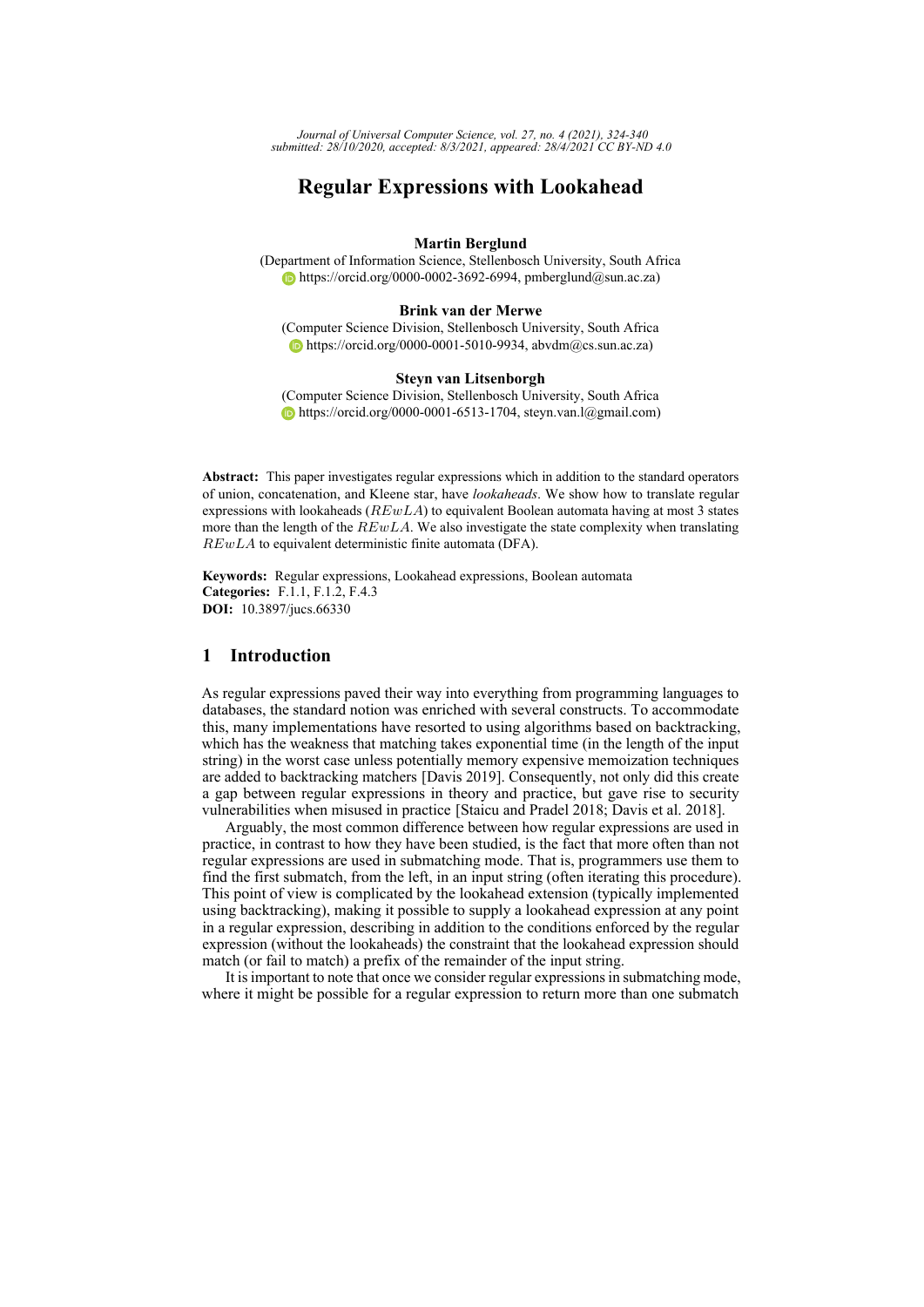Journal of Universal Computer Science, vol. 27, no. 4 (2021), 324-340
submitted: 28/10/2020, accepted: 8/3/2021, appeared: 28/4/2021 CC BY-ND 4.0

# Regular Expressions with Lookahead

**Martin Berglund**
(Department of Information Science, Stellenbosch University, South Africa
https://orcid.org/0000-0002-3692-6994, pmberglund@sun.ac.za)

**Brink van der Merwe**
(Computer Science Division, Stellenbosch University, South Africa
https://orcid.org/0000-0001-5010-9934, abvdm@cs.sun.ac.za)

**Steyn van Litsenborgh**
(Computer Science Division, Stellenbosch University, South Africa
https://orcid.org/0000-0001-6513-1704, steyn.van.l@gmail.com)

**Abstract:** This paper investigates regular expressions which in addition to the standard operators of union, concatenation, and Kleene star, have *lookaheads*. We show how to translate regular expressions with lookaheads ($REwLA$) to equivalent Boolean automata having at most 3 states more than the length of the $REwLA$. We also investigate the state complexity when translating $REwLA$ to equivalent deterministic finite automata (DFA).

**Keywords:** Regular expressions, Lookahead expressions, Boolean automata
**Categories:** F.1.1, F.1.2, F.4.3
**DOI:** 10.3897/jucs.66330

## 1 Introduction

As regular expressions paved their way into everything from programming languages to databases, the standard notion was enriched with several constructs. To accommodate this, many implementations have resorted to using algorithms based on backtracking, which has the weakness that matching takes exponential time (in the length of the input string) in the worst case unless potentially memory expensive memoization techniques are added to backtracking matchers [Davis 2019]. Consequently, not only did this create a gap between regular expressions in theory and practice, but gave rise to security vulnerabilities when misused in practice [Staicu and Pradel 2018; Davis et al. 2018].

Arguably, the most common difference between how regular expressions are used in practice, in contrast to how they have been studied, is the fact that more often than not regular expressions are used in submatching mode. That is, programmers use them to find the first submatch, from the left, in an input string (often iterating this procedure). This point of view is complicated by the lookahead extension (typically implemented using backtracking), making it possible to supply a lookahead expression at any point in a regular expression, describing in addition to the conditions enforced by the regular expression (without the lookaheads) the constraint that the lookahead expression should match (or fail to match) a prefix of the remainder of the input string.

It is important to note that once we consider regular expressions in submatching mode, where it might be possible for a regular expression to return more than one submatch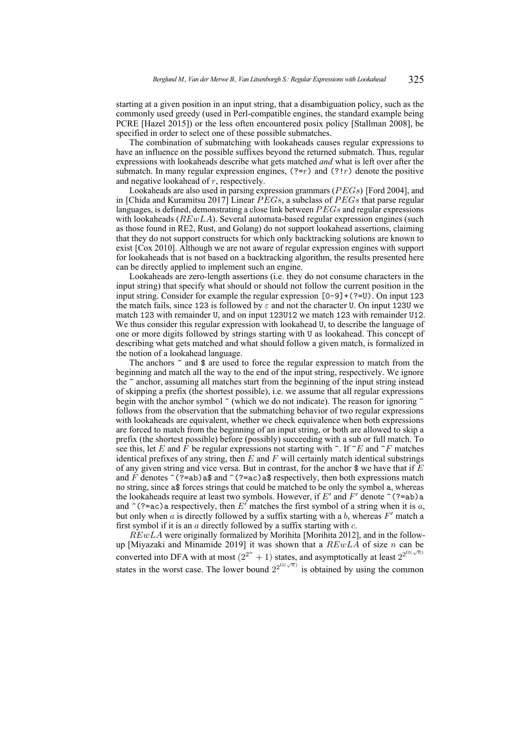starting at a given position in an input string, that a disambiguation policy, such as the commonly used greedy (used in Perl-compatible engines, the standard example being PCRE [Hazel 2015]) or the less often encountered posix policy [Stallman 2008], be specified in order to select one of these possible submatches.

The combination of submatching with lookaheads causes regular expressions to have an influence on the possible suffixes beyond the returned submatch. Thus, regular expressions with lookaheads describe what gets matched *and* what is left over after the submatch. In many regular expression engines, `(?=`$r$`)` and `(?!`$r$`)` denote the positive and negative lookahead of $r$, respectively.

Lookaheads are also used in parsing expression grammars ($PEGs$) [Ford 2004], and in [Chida and Kuramitsu 2017] Linear $PEGs$, a subclass of $PEGs$ that parse regular languages, is defined, demonstrating a close link between $PEGs$ and regular expressions with lookaheads ($REwLA$). Several automata-based regular expression engines (such as those found in RE2, Rust, and Golang) do not support lookahead assertions, claiming that they do not support constructs for which only backtracking solutions are known to exist [Cox 2010]. Although we are not aware of regular expression engines with support for lookaheads that is not based on a backtracking algorithm, the results presented here can be directly applied to implement such an engine.

Lookaheads are zero-length assertions (i.e. they do not consume characters in the input string) that specify what should or should not follow the current position in the input string. Consider for example the regular expression `[0-9]+(?=U)`. On input `123` the match fails, since `123` is followed by $\varepsilon$ and not the character `U`. On input `123U` we match `123` with remainder `U`, and on input `123U12` we match `123` with remainder `U12`. We thus consider this regular expression with lookahead `U`, to describe the language of one or more digits followed by strings starting with `U` as lookahead. This concept of describing what gets matched and what should follow a given match, is formalized in the notion of a lookahead language.

The anchors `^` and `$` are used to force the regular expression to match from the beginning and match all the way to the end of the input string, respectively. We ignore the `^` anchor, assuming all matches start from the beginning of the input string instead of skipping a prefix (the shortest possible), i.e. we assume that all regular expressions begin with the anchor symbol `^` (which we do not indicate). The reason for ignoring `^` follows from the observation that the submatching behavior of two regular expressions with lookaheads are equivalent, whether we check equivalence when both expressions are forced to match from the beginning of an input string, or both are allowed to skip a prefix (the shortest possible) before (possibly) succeeding with a sub or full match. To see this, let $E$ and $F$ be regular expressions not starting with `^`. If `^`$E$ and `^`$F$ matches identical prefixes of any string, then $E$ and $F$ will certainly match identical substrings of any given string and vice versa. But in contrast, for the anchor `$` we have that if $E$ and $F$ denotes `^(?=ab)a$` and `^(?=ac)a$` respectively, then both expressions match no string, since `a$` forces strings that could be matched to be only the symbol `a`, whereas the lookaheads require at least two symbols. However, if $E'$ and $F'$ denote `^(?=ab)a` and `^(?=ac)a` respectively, then $E'$ matches the first symbol of a string when it is $a$, but only when $a$ is directly followed by a suffix starting with a $b$, whereas $F'$ match a first symbol if it is an $a$ directly followed by a suffix starting with $c$.

$REwLA$ were originally formalized by Morihita [Morihita 2012], and in the follow-up [Miyazaki and Minamide 2019] it was shown that a $REwLA$ of size $n$ can be converted into DFA with at most $(2^{2^n}+1)$ states, and asymptotically at least $2^{2^{\Omega(\sqrt{n})}}$ states in the worst case. The lower bound $2^{2^{\Omega(\sqrt{n})}}$ is obtained by using the common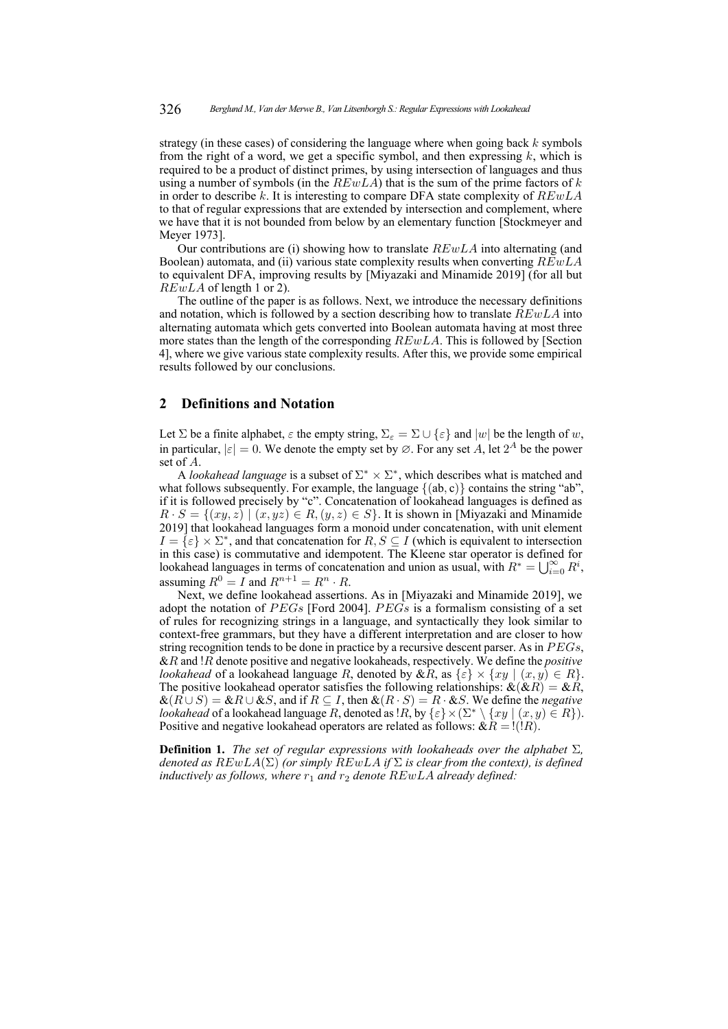strategy (in these cases) of considering the language where when going back $k$ symbols from the right of a word, we get a specific symbol, and then expressing $k$, which is required to be a product of distinct primes, by using intersection of languages and thus using a number of symbols (in the $REwLA$) that is the sum of the prime factors of $k$ in order to describe $k$. It is interesting to compare DFA state complexity of $REwLA$ to that of regular expressions that are extended by intersection and complement, where we have that it is not bounded from below by an elementary function [Stockmeyer and Meyer 1973].

Our contributions are (i) showing how to translate $REwLA$ into alternating (and Boolean) automata, and (ii) various state complexity results when converting $REwLA$ to equivalent DFA, improving results by [Miyazaki and Minamide 2019] (for all but $REwLA$ of length 1 or 2).

The outline of the paper is as follows. Next, we introduce the necessary definitions and notation, which is followed by a section describing how to translate $REwLA$ into alternating automata which gets converted into Boolean automata having at most three more states than the length of the corresponding $REwLA$. This is followed by [Section 4], where we give various state complexity results. After this, we provide some empirical results followed by our conclusions.

## 2 Definitions and Notation

Let $\Sigma$ be a finite alphabet, $\varepsilon$ the empty string, $\Sigma_\varepsilon = \Sigma \cup \{\varepsilon\}$ and $|w|$ be the length of $w$, in particular, $|\varepsilon| = 0$. We denote the empty set by $\varnothing$. For any set $A$, let $2^A$ be the power set of $A$.

A *lookahead language* is a subset of $\Sigma^* \times \Sigma^*$, which describes what is matched and what follows subsequently. For example, the language $\{(\mathrm{ab}, \mathrm{c})\}$ contains the string "ab", if it is followed precisely by "c". Concatenation of lookahead languages is defined as $R \cdot S = \{(xy, z) \mid (x, yz) \in R, (y, z) \in S\}$. It is shown in [Miyazaki and Minamide 2019] that lookahead languages form a monoid under concatenation, with unit element $I = \{\varepsilon\} \times \Sigma^*$, and that concatenation for $R, S \subseteq I$ (which is equivalent to intersection in this case) is commutative and idempotent. The Kleene star operator is defined for lookahead languages in terms of concatenation and union as usual, with $R^* = \bigcup_{i=0}^{\infty} R^i$, assuming $R^0 = I$ and $R^{n+1} = R^n \cdot R$.

Next, we define lookahead assertions. As in [Miyazaki and Minamide 2019], we adopt the notation of $PEGs$ [Ford 2004]. $PEGs$ is a formalism consisting of a set of rules for recognizing strings in a language, and syntactically they look similar to context-free grammars, but they have a different interpretation and are closer to how string recognition tends to be done in practice by a recursive descent parser. As in $PEGs$, $\&R$ and $!R$ denote positive and negative lookaheads, respectively. We define the *positive lookahead* of a lookahead language $R$, denoted by $\&R$, as $\{\varepsilon\} \times \{xy \mid (x, y) \in R\}$. The positive lookahead operator satisfies the following relationships: $\&(\&R) = \&R$, $\&(R \cup S) = \&R \cup \&S$, and if $R \subseteq I$, then $\&(R \cdot S) = R \cdot \&S$. We define the *negative lookahead* of a lookahead language $R$, denoted as $!R$, by $\{\varepsilon\} \times (\Sigma^* \setminus \{xy \mid (x, y) \in R\})$. Positive and negative lookahead operators are related as follows: $\&R = !(!R)$.

**Definition 1.** *The set of regular expressions with lookaheads over the alphabet $\Sigma$, denoted as $REwLA(\Sigma)$ (or simply $REwLA$ if $\Sigma$ is clear from the context), is defined inductively as follows, where $r_1$ and $r_2$ denote $REwLA$ already defined:*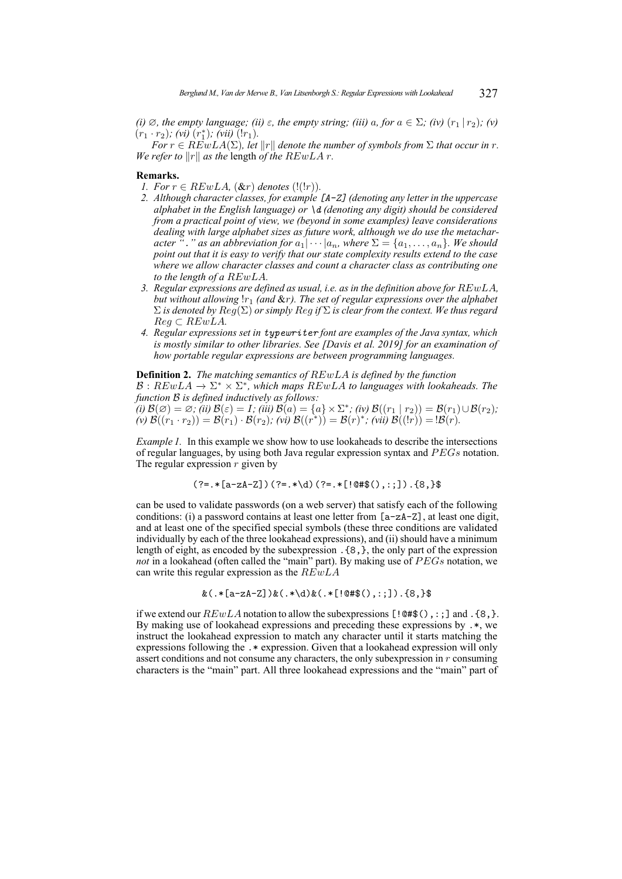*(i) $\varnothing$, the empty language; (ii) $\varepsilon$, the empty string; (iii) $a$, for $a \in \Sigma$; (iv) $(r_1 \mid r_2)$; (v) $(r_1 \cdot r_2)$; (vi) $(r_1^*)$; (vii) $(!r_1)$.*

*For $r \in REwLA(\Sigma)$, let $\|r\|$ denote the number of symbols from $\Sigma$ that occur in $r$. We refer to $\|r\|$ as the* length *of the $REwLA$ $r$.*

**Remarks.**

1. *For $r \in REwLA$, $(\&r)$ denotes $(!(!r))$.*
2. *Although character classes, for example `[A-Z]` (denoting any letter in the uppercase alphabet in the English language) or `\d` (denoting any digit) should be considered from a practical point of view, we (beyond in some examples) leave considerations dealing with large alphabet sizes as future work, although we do use the metacharacter "`.`" as an abbreviation for $a_1|\cdots|a_n$, where $\Sigma = \{a_1, \ldots, a_n\}$. We should point out that it is easy to verify that our state complexity results extend to the case where we allow character classes and count a character class as contributing one to the length of a $REwLA$.*
3. *Regular expressions are defined as usual, i.e. as in the definition above for $REwLA$, but without allowing $!r_1$ (and $\&r$). The set of regular expressions over the alphabet $\Sigma$ is denoted by $Reg(\Sigma)$ or simply $Reg$ if $\Sigma$ is clear from the context. We thus regard $Reg \subset REwLA$.*
4. *Regular expressions set in `typewriter` font are examples of the Java syntax, which is mostly similar to other libraries. See [Davis et al. 2019] for an examination of how portable regular expressions are between programming languages.*

**Definition 2.** *The matching semantics of $REwLA$ is defined by the function $\mathcal{B} : REwLA \to \Sigma^* \times \Sigma^*$, which maps $REwLA$ to languages with lookaheads. The function $\mathcal{B}$ is defined inductively as follows:*
*(i) $\mathcal{B}(\varnothing) = \varnothing$; (ii) $\mathcal{B}(\varepsilon) = I$; (iii) $\mathcal{B}(a) = \{a\} \times \Sigma^*$; (iv) $\mathcal{B}((r_1 \mid r_2)) = \mathcal{B}(r_1) \cup \mathcal{B}(r_2)$; (v) $\mathcal{B}((r_1 \cdot r_2)) = \mathcal{B}(r_1) \cdot \mathcal{B}(r_2)$; (vi) $\mathcal{B}((r^*)) = \mathcal{B}(r)^*$; (vii) $\mathcal{B}((!r)) = !\mathcal{B}(r)$.*

*Example 1.* In this example we show how to use lookaheads to describe the intersections of regular languages, by using both Java regular expression syntax and $PEGs$ notation. The regular expression $r$ given by

```
(?=.*[a-zA-Z])(?=.*\d)(?=.*[!@#$(),:;]).{8,}$
```

can be used to validate passwords (on a web server) that satisfy each of the following conditions: (i) a password contains at least one letter from `[a-zA-Z]`, at least one digit, and at least one of the specified special symbols (these three conditions are validated individually by each of the three lookahead expressions), and (ii) should have a minimum length of eight, as encoded by the subexpression `.{8,}`, the only part of the expression *not* in a lookahead (often called the "main" part). By making use of $PEGs$ notation, we can write this regular expression as the $REwLA$

```
&(.*[a-zA-Z])&(.*\d)&(.*[!@#$(),:;]).{8,}$
```

if we extend our $REwLA$ notation to allow the subexpressions `[!@#$(),:;]` and `.{8,}`. By making use of lookahead expressions and preceding these expressions by `.*`, we instruct the lookahead expression to match any character until it starts matching the expressions following the `.*` expression. Given that a lookahead expression will only assert conditions and not consume any characters, the only subexpression in $r$ consuming characters is the "main" part. All three lookahead expressions and the "main" part of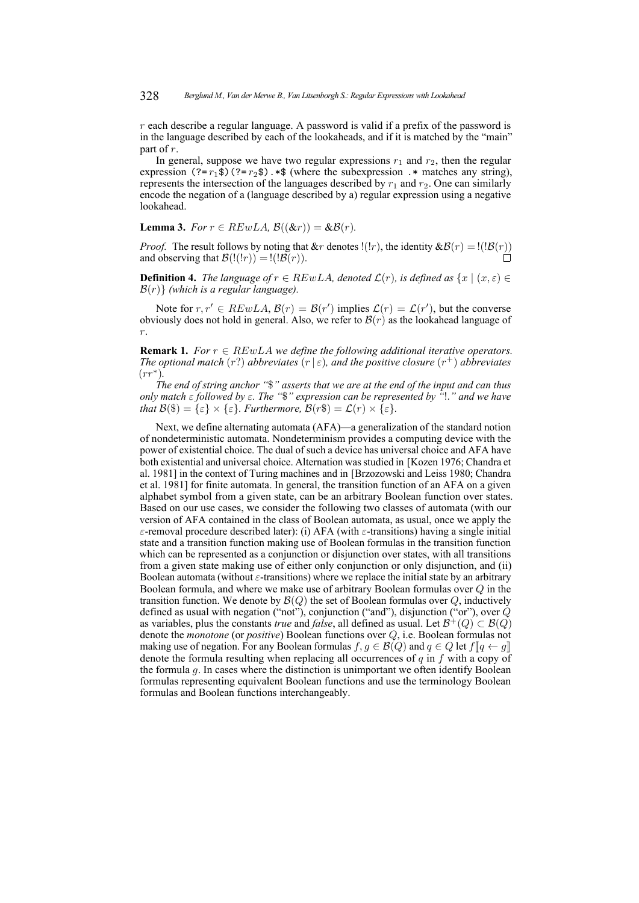$r$ each describe a regular language. A password is valid if a prefix of the password is in the language described by each of the lookaheads, and if it is matched by the "main" part of $r$.

In general, suppose we have two regular expressions $r_1$ and $r_2$, then the regular expression `(?=`$r_1$`$)(?=`$r_2$`$).*$` (where the subexpression `.*` matches any string), represents the intersection of the languages described by $r_1$ and $r_2$. One can similarly encode the negation of a (language described by a) regular expression using a negative lookahead.

**Lemma 3.** *For $r \in REwLA$, $\mathcal{B}((\&r)) = \&\mathcal{B}(r)$.*

*Proof.* The result follows by noting that $\&r$ denotes $!(!r)$, the identity $\&\mathcal{B}(r) = !(!\mathcal{B}(r))$ and observing that $\mathcal{B}(!(!r)) = !(!\mathcal{B}(r))$. $\square$

**Definition 4.** *The language of $r \in REwLA$, denoted $\mathcal{L}(r)$, is defined as $\{x \mid (x, \varepsilon) \in \mathcal{B}(r)\}$ (which is a regular language).*

Note for $r, r' \in REwLA$, $\mathcal{B}(r) = \mathcal{B}(r')$ implies $\mathcal{L}(r) = \mathcal{L}(r')$, but the converse obviously does not hold in general. Also, we refer to $\mathcal{B}(r)$ as the lookahead language of $r$.

**Remark 1.** *For $r \in REwLA$ we define the following additional iterative operators. The optional match $(r?)$ abbreviates $(r \mid \varepsilon)$, and the positive closure $(r^+)$ abbreviates $(rr^*)$.*

*The end of string anchor "\$" asserts that we are at the end of the input and can thus only match $\varepsilon$ followed by $\varepsilon$. The "\$" expression can be represented by "!." and we have that $\mathcal{B}(\$) = \{\varepsilon\} \times \{\varepsilon\}$. Furthermore, $\mathcal{B}(r\$) = \mathcal{L}(r) \times \{\varepsilon\}$.*

Next, we define alternating automata (AFA)—a generalization of the standard notion of nondeterministic automata. Nondeterminism provides a computing device with the power of existential choice. The dual of such a device has universal choice and AFA have both existential and universal choice. Alternation was studied in [Kozen 1976; Chandra et al. 1981] in the context of Turing machines and in [Brzozowski and Leiss 1980; Chandra et al. 1981] for finite automata. In general, the transition function of an AFA on a given alphabet symbol from a given state, can be an arbitrary Boolean function over states. Based on our use cases, we consider the following two classes of automata (with our version of AFA contained in the class of Boolean automata, as usual, once we apply the $\varepsilon$-removal procedure described later): (i) AFA (with $\varepsilon$-transitions) having a single initial state and a transition function making use of Boolean formulas in the transition function which can be represented as a conjunction or disjunction over states, with all transitions from a given state making use of either only conjunction or only disjunction, and (ii) Boolean automata (without $\varepsilon$-transitions) where we replace the initial state by an arbitrary Boolean formula, and where we make use of arbitrary Boolean formulas over $Q$ in the transition function. We denote by $\mathcal{B}(Q)$ the set of Boolean formulas over $Q$, inductively defined as usual with negation ("not"), conjunction ("and"), disjunction ("or"), over $Q$ as variables, plus the constants *true* and *false*, all defined as usual. Let $\mathcal{B}^+(Q) \subset \mathcal{B}(Q)$ denote the *monotone* (or *positive*) Boolean functions over $Q$, i.e. Boolean formulas not making use of negation. For any Boolean formulas $f, g \in \mathcal{B}(Q)$ and $q \in Q$ let $f[\![q \leftarrow g]\!]$ denote the formula resulting when replacing all occurrences of $q$ in $f$ with a copy of the formula $g$. In cases where the distinction is unimportant we often identify Boolean formulas representing equivalent Boolean functions and use the terminology Boolean formulas and Boolean functions interchangeably.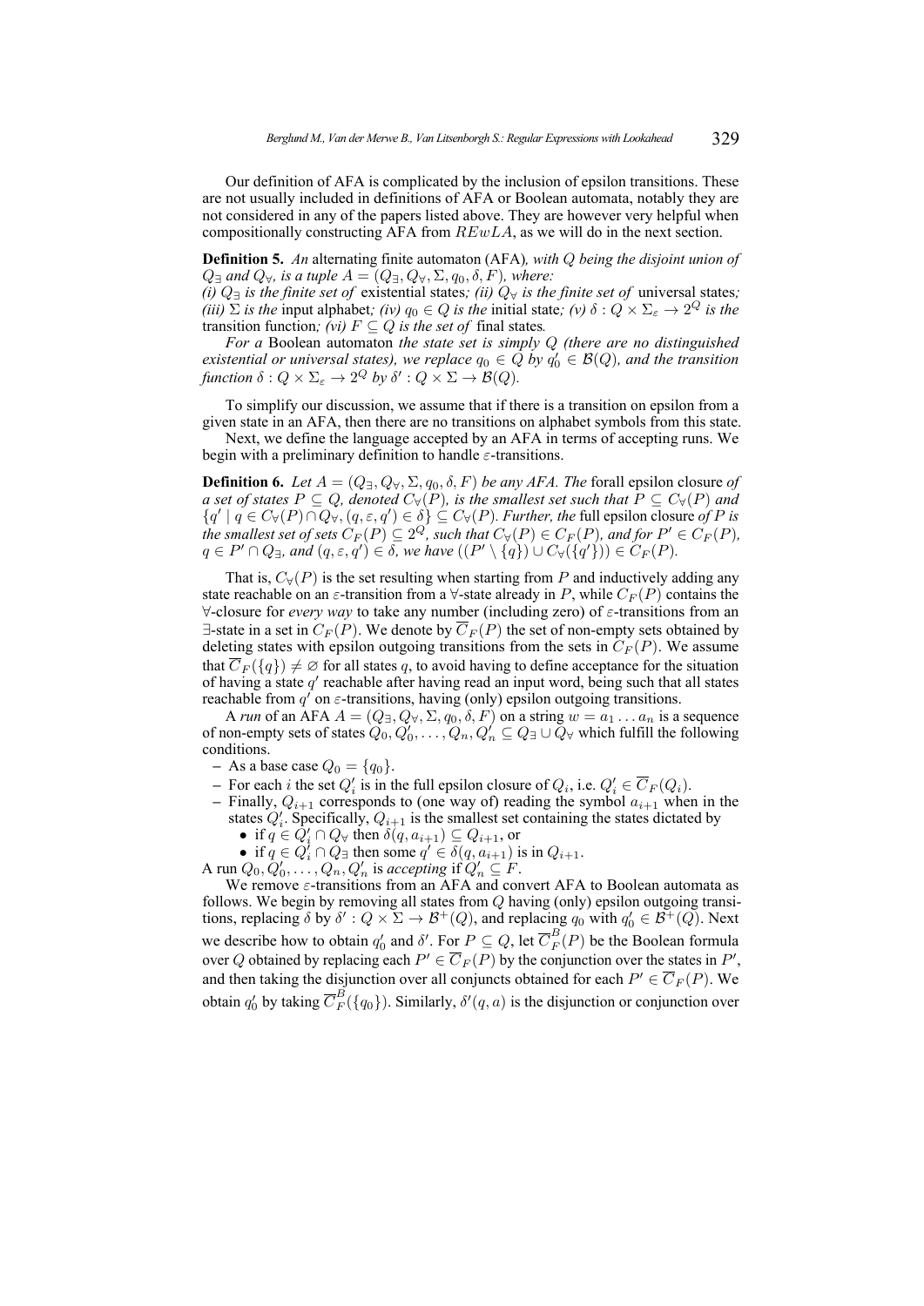Our definition of AFA is complicated by the inclusion of epsilon transitions. These are not usually included in definitions of AFA or Boolean automata, notably they are not considered in any of the papers listed above. They are however very helpful when compositionally constructing AFA from $REwLA$, as we will do in the next section.

**Definition 5.** *An* alternating finite automaton (AFA)*, with $Q$ being the disjoint union of $Q_\exists$ and $Q_\forall$, is a tuple $A = (Q_\exists, Q_\forall, \Sigma, q_0, \delta, F)$, where:*
*(i) $Q_\exists$ is the finite set of* existential states*; (ii) $Q_\forall$ is the finite set of* universal states*; (iii) $\Sigma$ is the* input alphabet*; (iv) $q_0 \in Q$ is the* initial state*; (v) $\delta : Q \times \Sigma_\varepsilon \to 2^Q$ is the* transition function*; (vi) $F \subseteq Q$ is the set of* final states*.*

*For a* Boolean automaton *the state set is simply $Q$ (there are no distinguished existential or universal states), we replace $q_0 \in Q$ by $q'_0 \in \mathcal{B}(Q)$, and the transition function $\delta : Q \times \Sigma_\varepsilon \to 2^Q$ by $\delta' : Q \times \Sigma \to \mathcal{B}(Q)$.*

To simplify our discussion, we assume that if there is a transition on epsilon from a given state in an AFA, then there are no transitions on alphabet symbols from this state.

Next, we define the language accepted by an AFA in terms of accepting runs. We begin with a preliminary definition to handle $\varepsilon$-transitions.

**Definition 6.** *Let $A = (Q_\exists, Q_\forall, \Sigma, q_0, \delta, F)$ be any AFA. The* forall epsilon closure *of a set of states $P \subseteq Q$, denoted $C_\forall(P)$, is the smallest set such that $P \subseteq C_\forall(P)$ and $\{q' \mid q \in C_\forall(P) \cap Q_\forall, (q, \varepsilon, q') \in \delta\} \subseteq C_\forall(P)$. Further, the* full epsilon closure *of $P$ is the smallest set of sets $C_F(P) \subseteq 2^Q$, such that $C_\forall(P) \in C_F(P)$, and for $P' \in C_F(P)$, $q \in P' \cap Q_\exists$, and $(q, \varepsilon, q') \in \delta$, we have $((P' \setminus \{q\}) \cup C_\forall(\{q'\})) \in C_F(P)$.*

That is, $C_\forall(P)$ is the set resulting when starting from $P$ and inductively adding any state reachable on an $\varepsilon$-transition from a $\forall$-state already in $P$, while $C_F(P)$ contains the $\forall$-closure for *every way* to take any number (including zero) of $\varepsilon$-transitions from an $\exists$-state in a set in $C_F(P)$. We denote by $\overline{C}_F(P)$ the set of non-empty sets obtained by deleting states with epsilon outgoing transitions from the sets in $C_F(P)$. We assume that $\overline{C}_F(\{q\}) \neq \varnothing$ for all states $q$, to avoid having to define acceptance for the situation of having a state $q'$ reachable after having read an input word, being such that all states reachable from $q'$ on $\varepsilon$-transitions, having (only) epsilon outgoing transitions.

A *run* of an AFA $A = (Q_\exists, Q_\forall, \Sigma, q_0, \delta, F)$ on a string $w = a_1 \dots a_n$ is a sequence of non-empty sets of states $Q_0, Q'_0, \dots, Q_n, Q'_n \subseteq Q_\exists \cup Q_\forall$ which fulfill the following conditions.

- As a base case $Q_0 = \{q_0\}$.
- For each $i$ the set $Q'_i$ is in the full epsilon closure of $Q_i$, i.e. $Q'_i \in \overline{C}_F(Q_i)$.
- Finally, $Q_{i+1}$ corresponds to (one way of) reading the symbol $a_{i+1}$ when in the states $Q'_i$. Specifically, $Q_{i+1}$ is the smallest set containing the states dictated by
  - if $q \in Q'_i \cap Q_\forall$ then $\delta(q, a_{i+1}) \subseteq Q_{i+1}$, or
  - if $q \in Q'_i \cap Q_\exists$ then some $q' \in \delta(q, a_{i+1})$ is in $Q_{i+1}$.

A run $Q_0, Q'_0, \dots, Q_n, Q'_n$ is *accepting* if $Q'_n \subseteq F$.

We remove $\varepsilon$-transitions from an AFA and convert AFA to Boolean automata as follows. We begin by removing all states from $Q$ having (only) epsilon outgoing transitions, replacing $\delta$ by $\delta' : Q \times \Sigma \to \mathcal{B}^+(Q)$, and replacing $q_0$ with $q'_0 \in \mathcal{B}^+(Q)$. Next we describe how to obtain $q'_0$ and $\delta'$. For $P \subseteq Q$, let $\overline{C}^B_F(P)$ be the Boolean formula over $Q$ obtained by replacing each $P' \in \overline{C}_F(P)$ by the conjunction over the states in $P'$, and then taking the disjunction over all conjuncts obtained for each $P' \in \overline{C}_F(P)$. We obtain $q'_0$ by taking $\overline{C}^B_F(\{q_0\})$. Similarly, $\delta'(q, a)$ is the disjunction or conjunction over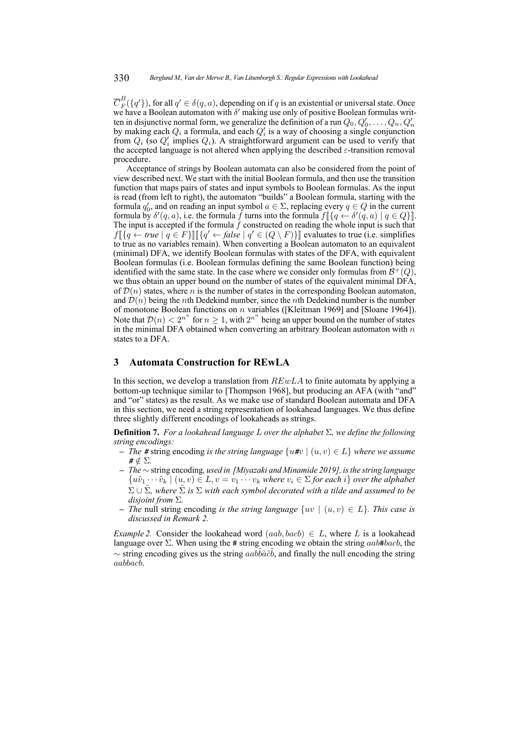$\overline{C}^B_F(\{q'\})$, for all $q' \in \delta(q, a)$, depending on if $q$ is an existential or universal state. Once we have a Boolean automaton with $\delta'$ making use only of positive Boolean formulas written in disjunctive normal form, we generalize the definition of a run $Q_0, Q'_0, \ldots, Q_n, Q'_n$ by making each $Q_i$ a formula, and each $Q'_i$ is a way of choosing a single conjunction from $Q_i$ (so $Q'_i$ implies $Q_i$). A straightforward argument can be used to verify that the accepted language is not altered when applying the described $\varepsilon$-transition removal procedure.

Acceptance of strings by Boolean automata can also be considered from the point of view described next. We start with the initial Boolean formula, and then use the transition function that maps pairs of states and input symbols to Boolean formulas. As the input is read (from left to right), the automaton "builds" a Boolean formula, starting with the formula $q'_0$, and on reading an input symbol $a \in \Sigma$, replacing every $q \in Q$ in the current formula by $\delta'(q, a)$, i.e. the formula $f$ turns into the formula $f[\![\{q \leftarrow \delta'(q, a) \mid q \in Q\}]\!]$. The input is accepted if the formula $f$ constructed on reading the whole input is such that $f[\![\{q \leftarrow \mathit{true} \mid q \in F\}]\!][\![\{q' \leftarrow \mathit{false} \mid q' \in (Q \setminus F)\}]\!]$ evaluates to true (i.e. simplifies to true as no variables remain). When converting a Boolean automaton to an equivalent (minimal) DFA, we identify Boolean formulas with states of the DFA, with equivalent Boolean formulas (i.e. Boolean formulas defining the same Boolean function) being identified with the same state. In the case where we consider only formulas from $\mathcal{B}^+(Q)$, we thus obtain an upper bound on the number of states of the equivalent minimal DFA, of $\mathcal{D}(n)$ states, where $n$ is the number of states in the corresponding Boolean automaton, and $\mathcal{D}(n)$ being the $n$th Dedekind number, since the $n$th Dedekind number is the number of monotone Boolean functions on $n$ variables ([Kleitman 1969] and [Sloane 1964]). Note that $\mathcal{D}(n) < 2^{n^n}$ for $n \geq 1$, with $2^{n^n}$ being an upper bound on the number of states in the minimal DFA obtained when converting an arbitrary Boolean automaton with $n$ states to a DFA.

## 3 Automata Construction for REwLA

In this section, we develop a translation from $REwLA$ to finite automata by applying a bottom-up technique similar to [Thompson 1968], but producing an AFA (with "and" and "or" states) as the result. As we make use of standard Boolean automata and DFA in this section, we need a string representation of lookahead languages. We thus define three slightly different encodings of lookaheads as strings.

**Definition 7.** *For a lookahead language $L$ over the alphabet $\Sigma$, we define the following string encodings:*

- *The* # string encoding *is the string language $\{u\#v \mid (u, v) \in L\}$ where we assume $\# \notin \Sigma$.*
- *The* $\sim$ string encoding*, used in [Miyazaki and Minamide 2019], is the string language $\{u\tilde{v}_1 \cdots \tilde{v}_k \mid (u, v) \in L, v = v_1 \cdots v_k$ where $v_i \in \Sigma$ for each $i\}$ over the alphabet $\Sigma \cup \tilde{\Sigma}$, where $\tilde{\Sigma}$ is $\Sigma$ with each symbol decorated with a tilde and assumed to be disjoint from $\Sigma$.*
- *The* null string encoding *is the string language $\{uv \mid (u, v) \in L\}$. This case is discussed in Remark 2.*

*Example 2.* Consider the lookahead word $(aab, bacb) \in L$, where $L$ is a lookahead language over $\Sigma$. When using the # string encoding we obtain the string $aab\#bacb$, the $\sim$ string encoding gives us the string $aab\tilde{b}\tilde{a}\tilde{c}\tilde{b}$, and finally the null encoding the string $aabbacb$.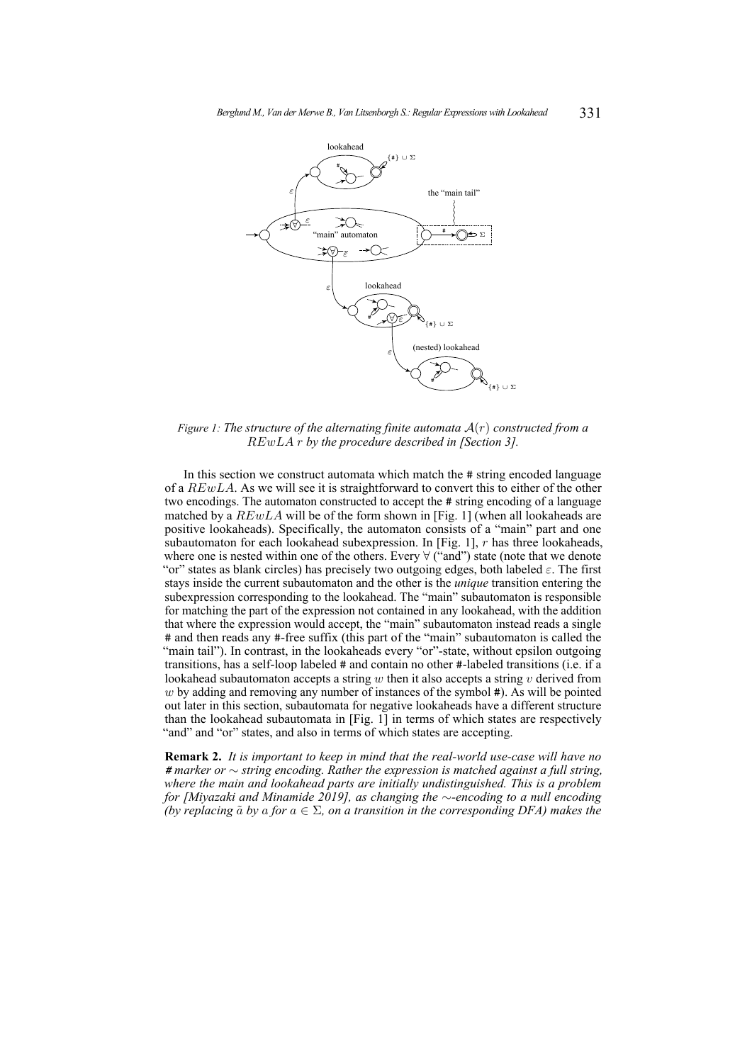*Figure 1: The structure of the alternating finite automata $\mathcal{A}(r)$ constructed from a $REwLA$ $r$ by the procedure described in [Section 3].*

In this section we construct automata which match the # string encoded language of a $REwLA$. As we will see it is straightforward to convert this to either of the other two encodings. The automaton constructed to accept the # string encoding of a language matched by a $REwLA$ will be of the form shown in [Fig. 1] (when all lookaheads are positive lookaheads). Specifically, the automaton consists of a "main" part and one subautomaton for each lookahead subexpression. In [Fig. 1], $r$ has three lookaheads, where one is nested within one of the others. Every $\forall$ ("and") state (note that we denote "or" states as blank circles) has precisely two outgoing edges, both labeled $\varepsilon$. The first stays inside the current subautomaton and the other is the *unique* transition entering the subexpression corresponding to the lookahead. The "main" subautomaton is responsible for matching the part of the expression not contained in any lookahead, with the addition that where the expression would accept, the "main" subautomaton instead reads a single # and then reads any #-free suffix (this part of the "main" subautomaton is called the "main tail"). In contrast, in the lookaheads every "or"-state, without epsilon outgoing transitions, has a self-loop labeled # and contain no other #-labeled transitions (i.e. if a lookahead subautomaton accepts a string $w$ then it also accepts a string $v$ derived from $w$ by adding and removing any number of instances of the symbol #). As will be pointed out later in this section, subautomata for negative lookaheads have a different structure than the lookahead subautomata in [Fig. 1] in terms of which states are respectively "and" and "or" states, and also in terms of which states are accepting.

**Remark 2.** *It is important to keep in mind that the real-world use-case will have no # marker or $\sim$ string encoding. Rather the expression is matched against a full string, where the main and lookahead parts are initially undistinguished. This is a problem for [Miyazaki and Minamide 2019], as changing the $\sim$-encoding to a null encoding (by replacing $\tilde{a}$ by $a$ for $a \in \Sigma$, on a transition in the corresponding DFA) makes the*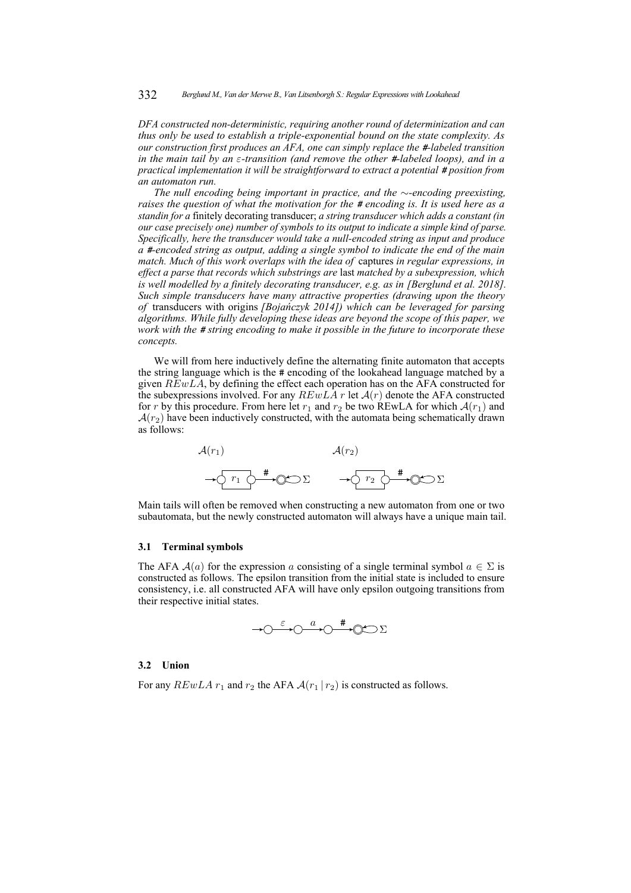*DFA constructed non-deterministic, requiring another round of determinization and can thus only be used to establish a triple-exponential bound on the state complexity. As our construction first produces an AFA, one can simply replace the #-labeled transition in the main tail by an $\varepsilon$-transition (and remove the other #-labeled loops), and in a practical implementation it will be straightforward to extract a potential # position from an automaton run.*

*The null encoding being important in practice, and the $\sim$-encoding preexisting, raises the question of what the motivation for the # encoding is. It is used here as a standin for a* finitely decorating transducer; *a string transducer which adds a constant (in our case precisely one) number of symbols to its output to indicate a simple kind of parse. Specifically, here the transducer would take a null-encoded string as input and produce a #-encoded string as output, adding a single symbol to indicate the end of the main match. Much of this work overlaps with the idea of* captures *in regular expressions, in effect a parse that records which substrings are* last *matched by a subexpression, which is well modelled by a finitely decorating transducer, e.g. as in [Berglund et al. 2018]. Such simple transducers have many attractive properties (drawing upon the theory of* transducers with origins *[Bojańczyk 2014]) which can be leveraged for parsing algorithms. While fully developing these ideas are beyond the scope of this paper, we work with the # string encoding to make it possible in the future to incorporate these concepts.*

We will from here inductively define the alternating finite automaton that accepts the string language which is the # encoding of the lookahead language matched by a given $REwLA$, by defining the effect each operation has on the AFA constructed for the subexpressions involved. For any $REwLA$ $r$ let $\mathcal{A}(r)$ denote the AFA constructed for $r$ by this procedure. From here let $r_1$ and $r_2$ be two REwLA for which $\mathcal{A}(r_1)$ and $\mathcal{A}(r_2)$ have been inductively constructed, with the automata being schematically drawn as follows:

Main tails will often be removed when constructing a new automaton from one or two subautomata, but the newly constructed automaton will always have a unique main tail.

### 3.1 Terminal symbols

The AFA $\mathcal{A}(a)$ for the expression $a$ consisting of a single terminal symbol $a \in \Sigma$ is constructed as follows. The epsilon transition from the initial state is included to ensure consistency, i.e. all constructed AFA will have only epsilon outgoing transitions from their respective initial states.

### 3.2 Union

For any $REwLA$ $r_1$ and $r_2$ the AFA $\mathcal{A}(r_1 \,|\, r_2)$ is constructed as follows.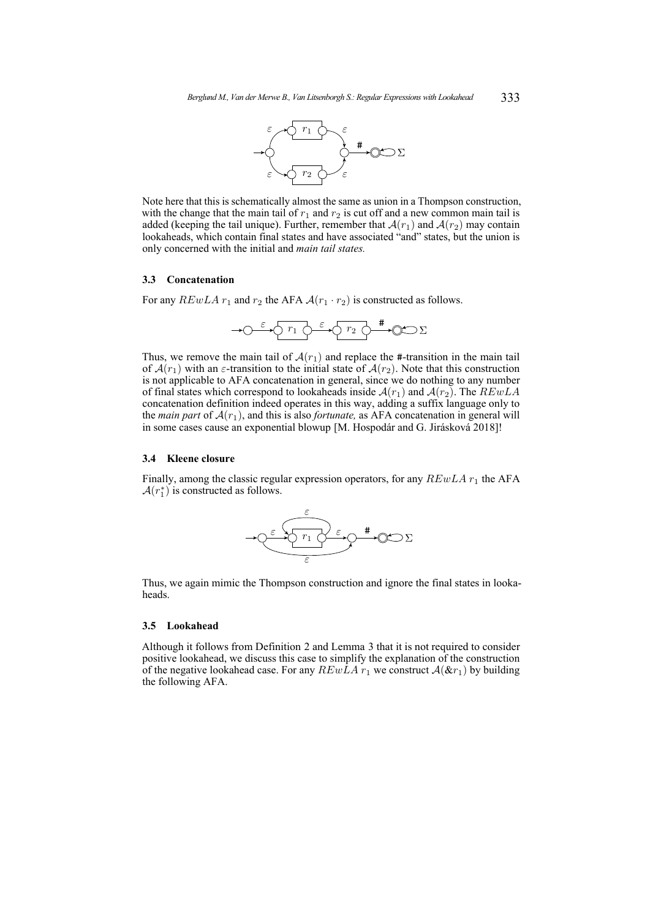Note here that this is schematically almost the same as union in a Thompson construction, with the change that the main tail of $r_1$ and $r_2$ is cut off and a new common main tail is added (keeping the tail unique). Further, remember that $\mathcal{A}(r_1)$ and $\mathcal{A}(r_2)$ may contain lookaheads, which contain final states and have associated "and" states, but the union is only concerned with the initial and *main tail states.*

### 3.3 Concatenation

For any $REwLA$ $r_1$ and $r_2$ the AFA $\mathcal{A}(r_1 \cdot r_2)$ is constructed as follows.

Thus, we remove the main tail of $\mathcal{A}(r_1)$ and replace the #-transition in the main tail of $\mathcal{A}(r_1)$ with an $\varepsilon$-transition to the initial state of $\mathcal{A}(r_2)$. Note that this construction is not applicable to AFA concatenation in general, since we do nothing to any number of final states which correspond to lookaheads inside $\mathcal{A}(r_1)$ and $\mathcal{A}(r_2)$. The $REwLA$ concatenation definition indeed operates in this way, adding a suffix language only to the *main part* of $\mathcal{A}(r_1)$, and this is also *fortunate,* as AFA concatenation in general will in some cases cause an exponential blowup [M. Hospodár and G. Jirásková 2018]!

### 3.4 Kleene closure

Finally, among the classic regular expression operators, for any $REwLA$ $r_1$ the AFA $\mathcal{A}(r_1^*)$ is constructed as follows.

Thus, we again mimic the Thompson construction and ignore the final states in lookaheads.

### 3.5 Lookahead

Although it follows from Definition 2 and Lemma 3 that it is not required to consider positive lookahead, we discuss this case to simplify the explanation of the construction of the negative lookahead case. For any $REwLA$ $r_1$ we construct $\mathcal{A}(\&r_1)$ by building the following AFA.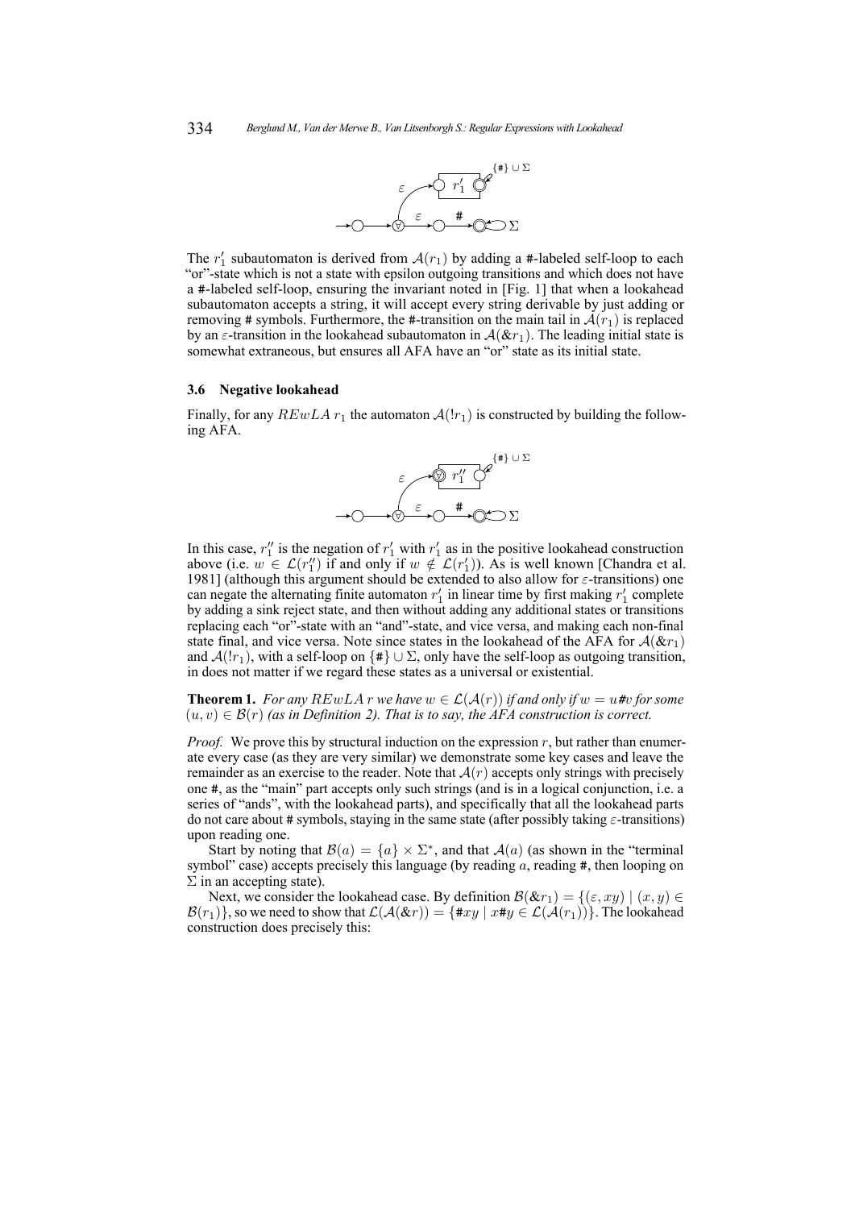The $r_1'$ subautomaton is derived from $\mathcal{A}(r_1)$ by adding a #-labeled self-loop to each "or"-state which is not a state with epsilon outgoing transitions and which does not have a #-labeled self-loop, ensuring the invariant noted in [Fig. 1] that when a lookahead subautomaton accepts a string, it will accept every string derivable by just adding or removing # symbols. Furthermore, the #-transition on the main tail in $\mathcal{A}(r_1)$ is replaced by an $\varepsilon$-transition in the lookahead subautomaton in $\mathcal{A}(\&r_1)$. The leading initial state is somewhat extraneous, but ensures all AFA have an "or" state as its initial state.

### 3.6 Negative lookahead

Finally, for any $REwLA$ $r_1$ the automaton $\mathcal{A}(!r_1)$ is constructed by building the following AFA.

In this case, $r_1''$ is the negation of $r_1'$ with $r_1'$ as in the positive lookahead construction above (i.e. $w \in \mathcal{L}(r_1'')$ if and only if $w \notin \mathcal{L}(r_1')$). As is well known [Chandra et al. 1981] (although this argument should be extended to also allow for $\varepsilon$-transitions) one can negate the alternating finite automaton $r_1'$ in linear time by first making $r_1'$ complete by adding a sink reject state, and then without adding any additional states or transitions replacing each "or"-state with an "and"-state, and vice versa, and making each non-final state final, and vice versa. Note since states in the lookahead of the AFA for $\mathcal{A}(\&r_1)$ and $\mathcal{A}(!r_1)$, with a self-loop on $\{\#\} \cup \Sigma$, only have the self-loop as outgoing transition, in does not matter if we regard these states as a universal or existential.

**Theorem 1.** *For any $REwLA$ $r$ we have $w \in \mathcal{L}(\mathcal{A}(r))$ if and only if $w = u\#v$ for some $(u, v) \in \mathcal{B}(r)$ (as in Definition 2). That is to say, the AFA construction is correct.*

*Proof.* We prove this by structural induction on the expression $r$, but rather than enumerate every case (as they are very similar) we demonstrate some key cases and leave the remainder as an exercise to the reader. Note that $\mathcal{A}(r)$ accepts only strings with precisely one #, as the "main" part accepts only such strings (and is in a logical conjunction, i.e. a series of "ands", with the lookahead parts), and specifically that all the lookahead parts do not care about # symbols, staying in the same state (after possibly taking $\varepsilon$-transitions) upon reading one.

Start by noting that $\mathcal{B}(a) = \{a\} \times \Sigma^*$, and that $\mathcal{A}(a)$ (as shown in the "terminal symbol" case) accepts precisely this language (by reading $a$, reading #, then looping on $\Sigma$ in an accepting state).

Next, we consider the lookahead case. By definition $\mathcal{B}(\&r_1) = \{(\varepsilon, xy) \mid (x, y) \in \mathcal{B}(r_1)\}$, so we need to show that $\mathcal{L}(\mathcal{A}(\&r)) = \{\#xy \mid x\#y \in \mathcal{L}(\mathcal{A}(r_1))\}$. The lookahead construction does precisely this: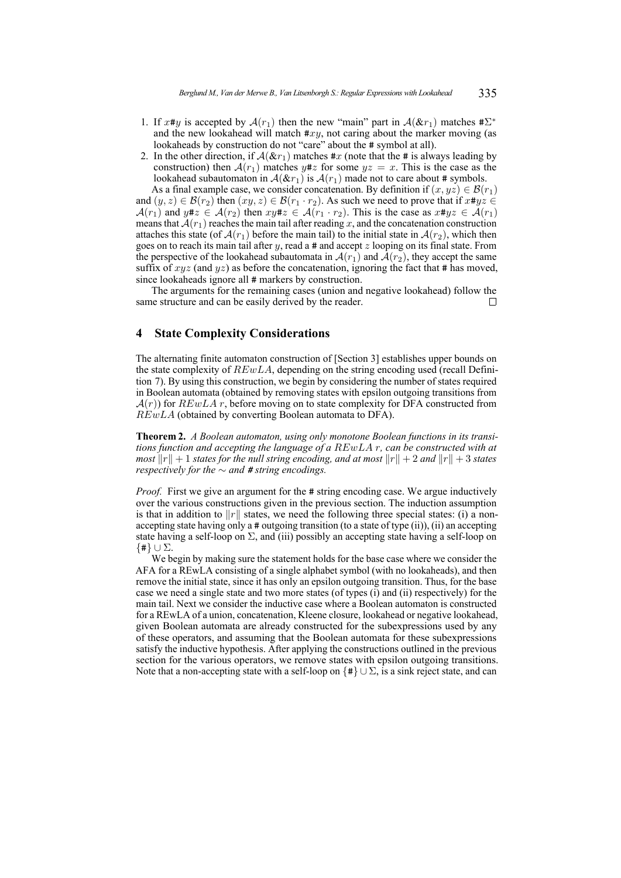1. If $x\#y$ is accepted by $\mathcal{A}(r_1)$ then the new "main" part in $\mathcal{A}(\&r_1)$ matches $\#\Sigma^*$ and the new lookahead will match $\#xy$, not caring about the marker moving (as lookaheads by construction do not "care" about the # symbol at all).
2. In the other direction, if $\mathcal{A}(\&r_1)$ matches $\#x$ (note that the # is always leading by construction) then $\mathcal{A}(r_1)$ matches $y\#z$ for some $yz = x$. This is the case as the lookahead subautomaton in $\mathcal{A}(\&r_1)$ is $\mathcal{A}(r_1)$ made not to care about # symbols.

As a final example case, we consider concatenation. By definition if $(x, yz) \in \mathcal{B}(r_1)$ and $(y, z) \in \mathcal{B}(r_2)$ then $(xy, z) \in \mathcal{B}(r_1 \cdot r_2)$. As such we need to prove that if $x\#yz \in \mathcal{A}(r_1)$ and $y\#z \in \mathcal{A}(r_2)$ then $xy\#z \in \mathcal{A}(r_1 \cdot r_2)$. This is the case as $x\#yz \in \mathcal{A}(r_1)$ means that $\mathcal{A}(r_1)$ reaches the main tail after reading $x$, and the concatenation construction attaches this state (of $\mathcal{A}(r_1)$ before the main tail) to the initial state in $\mathcal{A}(r_2)$, which then goes on to reach its main tail after $y$, read a # and accept $z$ looping on its final state. From the perspective of the lookahead subautomata in $\mathcal{A}(r_1)$ and $\mathcal{A}(r_2)$, they accept the same suffix of $xyz$ (and $yz$) as before the concatenation, ignoring the fact that # has moved, since lookaheads ignore all # markers by construction.

The arguments for the remaining cases (union and negative lookahead) follow the same structure and can be easily derived by the reader. □

## 4 State Complexity Considerations

The alternating finite automaton construction of [Section 3] establishes upper bounds on the state complexity of $REwLA$, depending on the string encoding used (recall Definition 7). By using this construction, we begin by considering the number of states required in Boolean automata (obtained by removing states with epsilon outgoing transitions from $\mathcal{A}(r)$) for $REwLA$ $r$, before moving on to state complexity for DFA constructed from $REwLA$ (obtained by converting Boolean automata to DFA).

**Theorem 2.** *A Boolean automaton, using only monotone Boolean functions in its transitions function and accepting the language of a $REwLA$ $r$, can be constructed with at most $\|r\| + 1$ states for the null string encoding, and at most $\|r\| + 2$ and $\|r\| + 3$ states respectively for the $\sim$ and # string encodings.*

*Proof.* First we give an argument for the # string encoding case. We argue inductively over the various constructions given in the previous section. The induction assumption is that in addition to $\|r\|$ states, we need the following three special states: (i) a non-accepting state having only a # outgoing transition (to a state of type (ii)), (ii) an accepting state having a self-loop on $\Sigma$, and (iii) possibly an accepting state having a self-loop on $\{\#\} \cup \Sigma$.

We begin by making sure the statement holds for the base case where we consider the AFA for a REwLA consisting of a single alphabet symbol (with no lookaheads), and then remove the initial state, since it has only an epsilon outgoing transition. Thus, for the base case we need a single state and two more states (of types (i) and (ii) respectively) for the main tail. Next we consider the inductive case where a Boolean automaton is constructed for a REwLA of a union, concatenation, Kleene closure, lookahead or negative lookahead, given Boolean automata are already constructed for the subexpressions used by any of these operators, and assuming that the Boolean automata for these subexpressions satisfy the inductive hypothesis. After applying the constructions outlined in the previous section for the various operators, we remove states with epsilon outgoing transitions. Note that a non-accepting state with a self-loop on $\{\#\} \cup \Sigma$, is a sink reject state, and can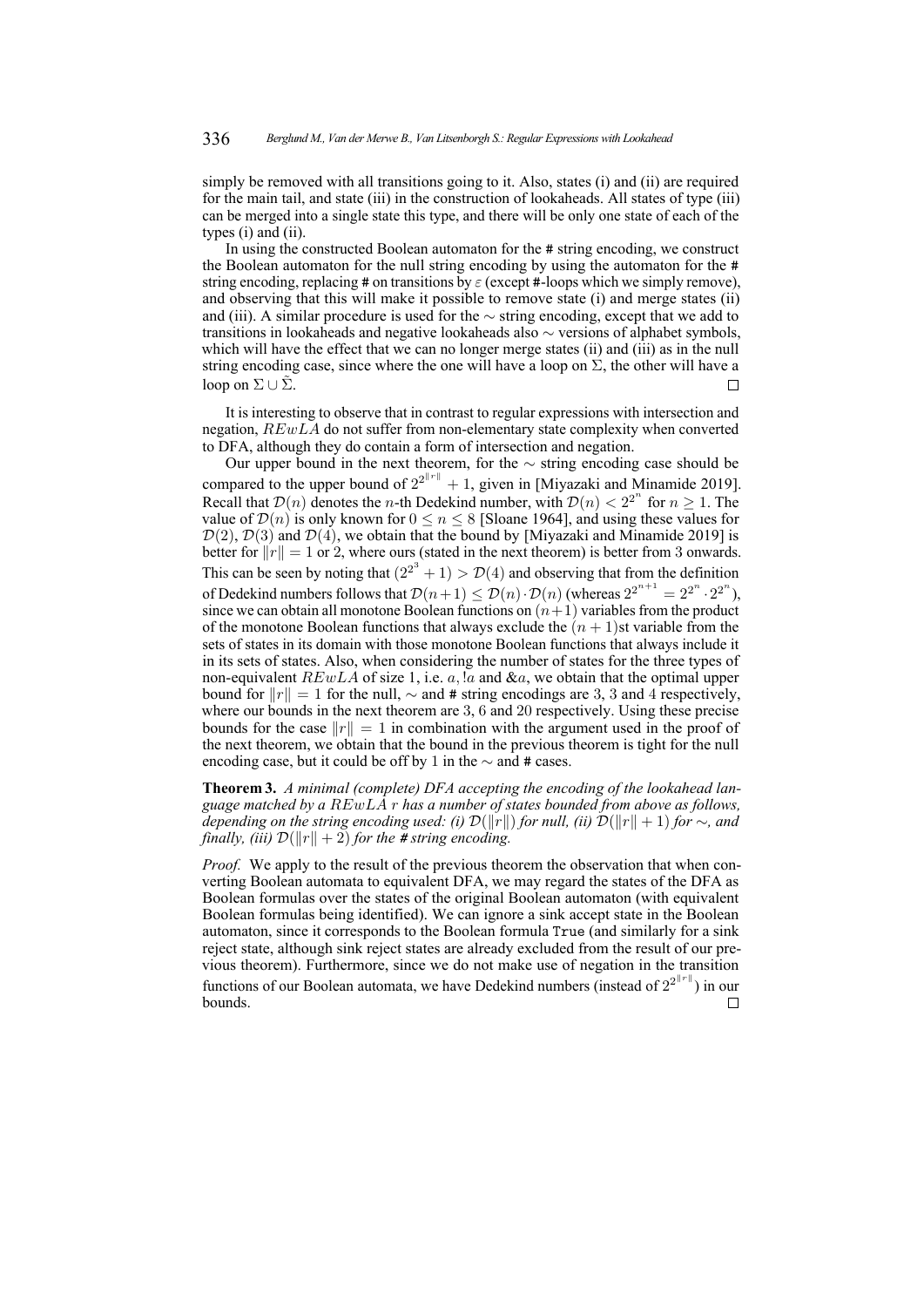simply be removed with all transitions going to it. Also, states (i) and (ii) are required for the main tail, and state (iii) in the construction of lookaheads. All states of type (iii) can be merged into a single state this type, and there will be only one state of each of the types (i) and (ii).

In using the constructed Boolean automaton for the # string encoding, we construct the Boolean automaton for the null string encoding by using the automaton for the # string encoding, replacing # on transitions by $\varepsilon$ (except #-loops which we simply remove), and observing that this will make it possible to remove state (i) and merge states (ii) and (iii). A similar procedure is used for the $\sim$ string encoding, except that we add to transitions in lookaheads and negative lookaheads also $\sim$ versions of alphabet symbols, which will have the effect that we can no longer merge states (ii) and (iii) as in the null string encoding case, since where the one will have a loop on $\Sigma$, the other will have a loop on $\Sigma \cup \tilde{\Sigma}$. □

It is interesting to observe that in contrast to regular expressions with intersection and negation, $REwLA$ do not suffer from non-elementary state complexity when converted to DFA, although they do contain a form of intersection and negation.

Our upper bound in the next theorem, for the $\sim$ string encoding case should be compared to the upper bound of $2^{2^{\|r\|}} + 1$, given in [Miyazaki and Minamide 2019]. Recall that $\mathcal{D}(n)$ denotes the $n$-th Dedekind number, with $\mathcal{D}(n) < 2^{2^n}$ for $n \geq 1$. The value of $\mathcal{D}(n)$ is only known for $0 \leq n \leq 8$ [Sloane 1964], and using these values for $\mathcal{D}(2)$, $\mathcal{D}(3)$ and $\mathcal{D}(4)$, we obtain that the bound by [Miyazaki and Minamide 2019] is better for $\|r\| = 1$ or 2, where ours (stated in the next theorem) is better from 3 onwards. This can be seen by noting that $(2^{2^3} + 1) > \mathcal{D}(4)$ and observing that from the definition of Dedekind numbers follows that $\mathcal{D}(n+1) \leq \mathcal{D}(n) \cdot \mathcal{D}(n)$ (whereas $2^{2^{n+1}} = 2^{2^n} \cdot 2^{2^n}$), since we can obtain all monotone Boolean functions on $(n+1)$ variables from the product of the monotone Boolean functions that always exclude the $(n+1)$st variable from the sets of states in its domain with those monotone Boolean functions that always include it in its sets of states. Also, when considering the number of states for the three types of non-equivalent $REwLA$ of size 1, i.e. $a, !a$ and $\&a$, we obtain that the optimal upper bound for $\|r\| = 1$ for the null, $\sim$ and # string encodings are 3, 3 and 4 respectively, where our bounds in the next theorem are 3, 6 and 20 respectively. Using these precise bounds for the case $\|r\| = 1$ in combination with the argument used in the proof of the next theorem, we obtain that the bound in the previous theorem is tight for the null encoding case, but it could be off by 1 in the $\sim$ and # cases.

**Theorem 3.** *A minimal (complete) DFA accepting the encoding of the lookahead language matched by a $REwLA$ $r$ has a number of states bounded from above as follows, depending on the string encoding used: (i) $\mathcal{D}(\|r\|)$ for null, (ii) $\mathcal{D}(\|r\| + 1)$ for $\sim$, and finally, (iii) $\mathcal{D}(\|r\| + 2)$ for the # string encoding.*

*Proof.* We apply to the result of the previous theorem the observation that when converting Boolean automata to equivalent DFA, we may regard the states of the DFA as Boolean formulas over the states of the original Boolean automaton (with equivalent Boolean formulas being identified). We can ignore a sink accept state in the Boolean automaton, since it corresponds to the Boolean formula `True` (and similarly for a sink reject state, although sink reject states are already excluded from the result of our previous theorem). Furthermore, since we do not make use of negation in the transition functions of our Boolean automata, we have Dedekind numbers (instead of $2^{2^{\|r\|}}$) in our bounds. □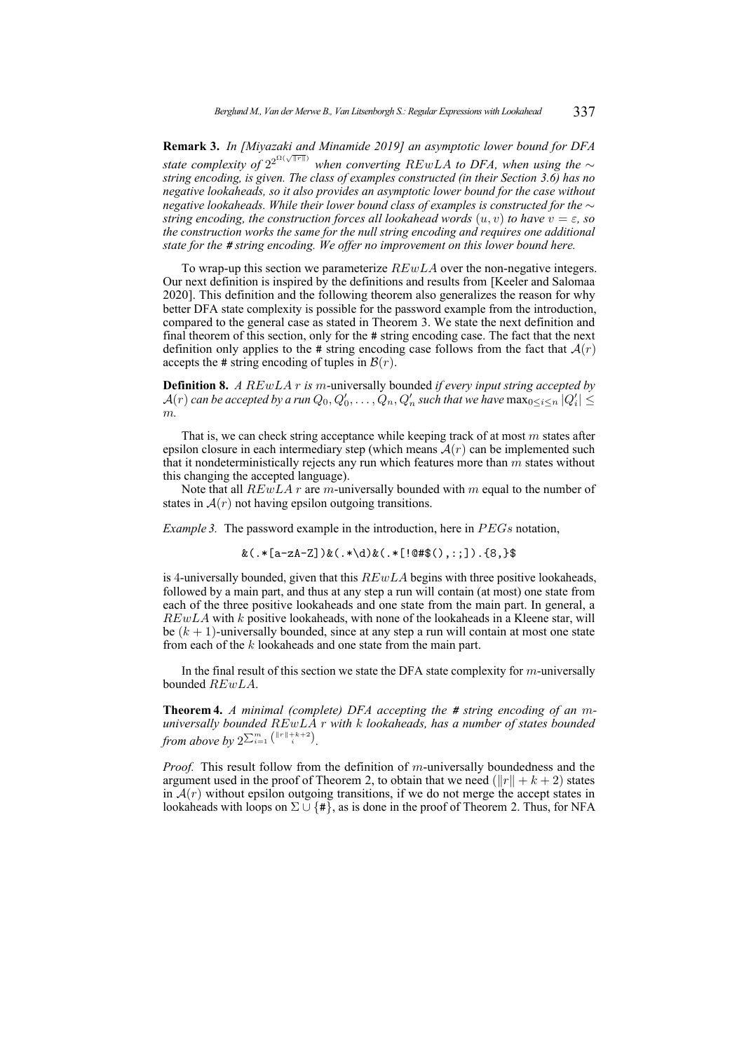**Remark 3.** *In [Miyazaki and Minamide 2019] an asymptotic lower bound for DFA state complexity of $2^{2^{\Omega(\sqrt{\|r\|})}}$ when converting $REwLA$ to DFA, when using the $\sim$ string encoding, is given. The class of examples constructed (in their Section 3.6) has no negative lookaheads, so it also provides an asymptotic lower bound for the case without negative lookaheads. While their lower bound class of examples is constructed for the $\sim$ string encoding, the construction forces all lookahead words $(u, v)$ to have $v = \varepsilon$, so the construction works the same for the null string encoding and requires one additional state for the # string encoding. We offer no improvement on this lower bound here.*

To wrap-up this section we parameterize $REwLA$ over the non-negative integers. Our next definition is inspired by the definitions and results from [Keeler and Salomaa 2020]. This definition and the following theorem also generalizes the reason for why better DFA state complexity is possible for the password example from the introduction, compared to the general case as stated in Theorem 3. We state the next definition and final theorem of this section, only for the # string encoding case. The fact that the next definition only applies to the # string encoding case follows from the fact that $\mathcal{A}(r)$ accepts the # string encoding of tuples in $\mathcal{B}(r)$.

**Definition 8.** *A $REwLA$ $r$ is $m$-*universally bounded *if every input string accepted by $\mathcal{A}(r)$ can be accepted by a run $Q_0, Q'_0, \ldots, Q_n, Q'_n$ such that we have $\max_{0 \leq i \leq n} |Q'_i| \leq m$.*

That is, we can check string acceptance while keeping track of at most $m$ states after epsilon closure in each intermediary step (which means $\mathcal{A}(r)$ can be implemented such that it nondeterministically rejects any run which features more than $m$ states without this changing the accepted language).

Note that all $REwLA$ $r$ are $m$-universally bounded with $m$ equal to the number of states in $\mathcal{A}(r)$ not having epsilon outgoing transitions.

*Example 3.* The password example in the introduction, here in $PEGs$ notation,

```
&(.*[a-zA-Z])&(.*\d)&(.*[!@#$(),:;]).{8,}$
```

is 4-universally bounded, given that this $REwLA$ begins with three positive lookaheads, followed by a main part, and thus at any step a run will contain (at most) one state from each of the three positive lookaheads and one state from the main part. In general, a $REwLA$ with $k$ positive lookaheads, with none of the lookaheads in a Kleene star, will be $(k + 1)$-universally bounded, since at any step a run will contain at most one state from each of the $k$ lookaheads and one state from the main part.

In the final result of this section we state the DFA state complexity for $m$-universally bounded $REwLA$.

**Theorem 4.** *A minimal (complete) DFA accepting the # string encoding of an $m$-universally bounded $REwLA$ $r$ with $k$ lookaheads, has a number of states bounded from above by $2^{\sum_{i=1}^{m} \binom{\|r\|+k+2}{i}}$.*

*Proof.* This result follow from the definition of $m$-universally boundedness and the argument used in the proof of Theorem 2, to obtain that we need $(\|r\| + k + 2)$ states in $\mathcal{A}(r)$ without epsilon outgoing transitions, if we do not merge the accept states in lookaheads with loops on $\Sigma \cup \{\#\}$, as is done in the proof of Theorem 2. Thus, for NFA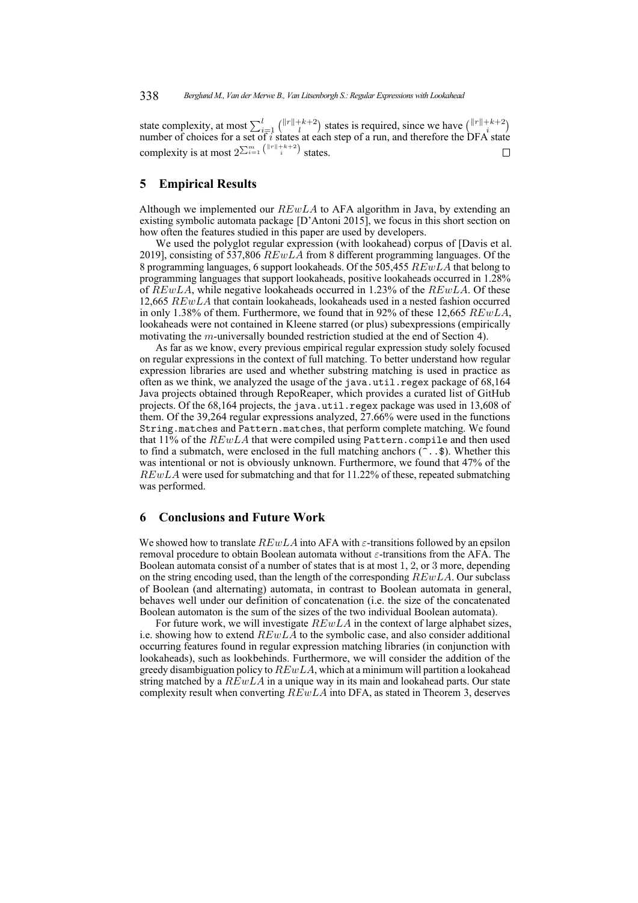state complexity, at most $\sum_{i=1}^{l} \binom{\|r\|+k+2}{l}$ states is required, since we have $\binom{\|r\|+k+2}{i}$ number of choices for a set of $i$ states at each step of a run, and therefore the DFA state complexity is at most $2^{\sum_{i=1}^{m} \binom{\|r\|+k+2}{i}}$ states. $\square$

## 5 Empirical Results

Although we implemented our $REwLA$ to AFA algorithm in Java, by extending an existing symbolic automata package [D'Antoni 2015], we focus in this short section on how often the features studied in this paper are used by developers.

We used the polyglot regular expression (with lookahead) corpus of [Davis et al. 2019], consisting of 537,806 $REwLA$ from 8 different programming languages. Of the 8 programming languages, 6 support lookaheads. Of the 505,455 $REwLA$ that belong to programming languages that support lookaheads, positive lookaheads occurred in 1.28% of $REwLA$, while negative lookaheads occurred in 1.23% of the $REwLA$. Of these 12,665 $REwLA$ that contain lookaheads, lookaheads used in a nested fashion occurred in only 1.38% of them. Furthermore, we found that in 92% of these 12,665 $REwLA$, lookaheads were not contained in Kleene starred (or plus) subexpressions (empirically motivating the $m$-universally bounded restriction studied at the end of Section 4).

As far as we know, every previous empirical regular expression study solely focused on regular expressions in the context of full matching. To better understand how regular expression libraries are used and whether substring matching is used in practice as often as we think, we analyzed the usage of the `java.util.regex` package of 68,164 Java projects obtained through RepoReaper, which provides a curated list of GitHub projects. Of the 68,164 projects, the `java.util.regex` package was used in 13,608 of them. Of the 39,264 regular expressions analyzed, 27.66% were used in the functions `String.matches` and `Pattern.matches`, that perform complete matching. We found that 11% of the $REwLA$ that were compiled using `Pattern.compile` and then used to find a submatch, were enclosed in the full matching anchors (`^..$`). Whether this was intentional or not is obviously unknown. Furthermore, we found that 47% of the $REwLA$ were used for submatching and that for 11.22% of these, repeated submatching was performed.

## 6 Conclusions and Future Work

We showed how to translate $REwLA$ into AFA with $\varepsilon$-transitions followed by an epsilon removal procedure to obtain Boolean automata without $\varepsilon$-transitions from the AFA. The Boolean automata consist of a number of states that is at most 1, 2, or 3 more, depending on the string encoding used, than the length of the corresponding $REwLA$. Our subclass of Boolean (and alternating) automata, in contrast to Boolean automata in general, behaves well under our definition of concatenation (i.e. the size of the concatenated Boolean automaton is the sum of the sizes of the two individual Boolean automata).

For future work, we will investigate $REwLA$ in the context of large alphabet sizes, i.e. showing how to extend $REwLA$ to the symbolic case, and also consider additional occurring features found in regular expression matching libraries (in conjunction with lookaheads), such as lookbehinds. Furthermore, we will consider the addition of the greedy disambiguation policy to $REwLA$, which at a minimum will partition a lookahead string matched by a $REwLA$ in a unique way in its main and lookahead parts. Our state complexity result when converting $REwLA$ into DFA, as stated in Theorem 3, deserves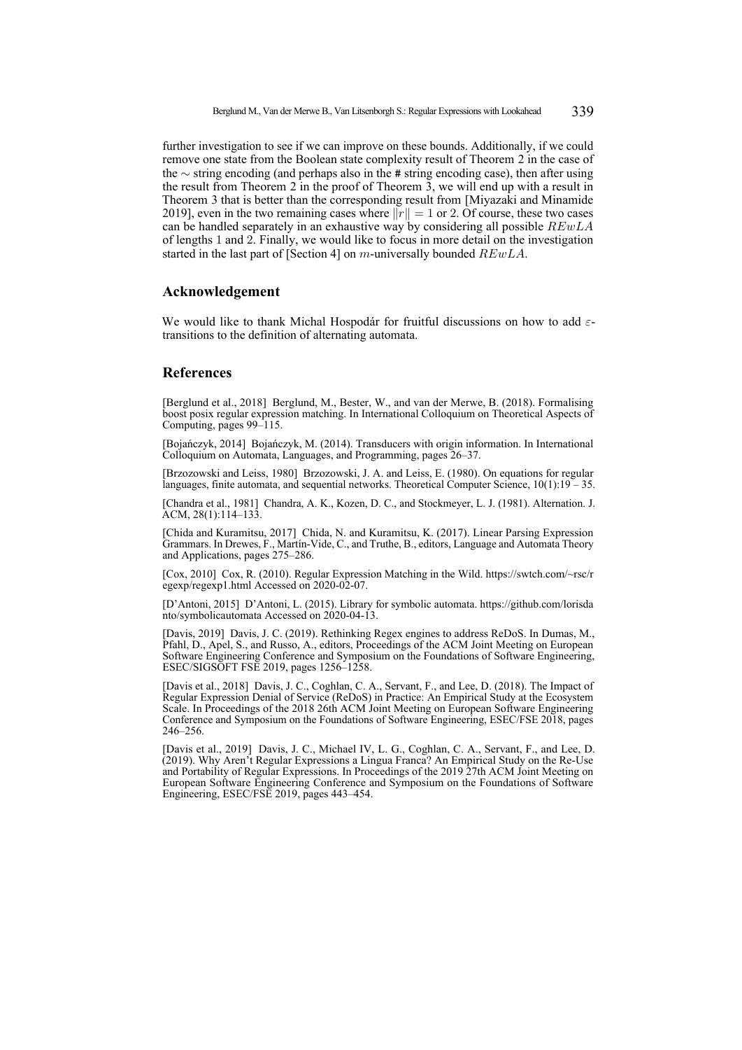further investigation to see if we can improve on these bounds. Additionally, if we could remove one state from the Boolean state complexity result of Theorem 2 in the case of the $\sim$ string encoding (and perhaps also in the # string encoding case), then after using the result from Theorem 2 in the proof of Theorem 3, we will end up with a result in Theorem 3 that is better than the corresponding result from [Miyazaki and Minamide 2019], even in the two remaining cases where $\|r\| = 1$ or 2. Of course, these two cases can be handled separately in an exhaustive way by considering all possible $REwLA$ of lengths 1 and 2. Finally, we would like to focus in more detail on the investigation started in the last part of [Section 4] on $m$-universally bounded $REwLA$.

## Acknowledgement

We would like to thank Michal Hospodár for fruitful discussions on how to add $\varepsilon$-transitions to the definition of alternating automata.

## References

[Berglund et al., 2018] Berglund, M., Bester, W., and van der Merwe, B. (2018). Formalising boost posix regular expression matching. In International Colloquium on Theoretical Aspects of Computing, pages 99–115.

[Bojańczyk, 2014] Bojańczyk, M. (2014). Transducers with origin information. In International Colloquium on Automata, Languages, and Programming, pages 26–37.

[Brzozowski and Leiss, 1980] Brzozowski, J. A. and Leiss, E. (1980). On equations for regular languages, finite automata, and sequential networks. Theoretical Computer Science, 10(1):19 – 35.

[Chandra et al., 1981] Chandra, A. K., Kozen, D. C., and Stockmeyer, L. J. (1981). Alternation. J. ACM, 28(1):114–133.

[Chida and Kuramitsu, 2017] Chida, N. and Kuramitsu, K. (2017). Linear Parsing Expression Grammars. In Drewes, F., Martín-Vide, C., and Truthe, B., editors, Language and Automata Theory and Applications, pages 275–286.

[Cox, 2010] Cox, R. (2010). Regular Expression Matching in the Wild. https://swtch.com/~rsc/regexp/regexp1.html Accessed on 2020-02-07.

[D'Antoni, 2015] D'Antoni, L. (2015). Library for symbolic automata. https://github.com/lorisdanto/symbolicautomata Accessed on 2020-04-13.

[Davis, 2019] Davis, J. C. (2019). Rethinking Regex engines to address ReDoS. In Dumas, M., Pfahl, D., Apel, S., and Russo, A., editors, Proceedings of the ACM Joint Meeting on European Software Engineering Conference and Symposium on the Foundations of Software Engineering, ESEC/SIGSOFT FSE 2019, pages 1256–1258.

[Davis et al., 2018] Davis, J. C., Coghlan, C. A., Servant, F., and Lee, D. (2018). The Impact of Regular Expression Denial of Service (ReDoS) in Practice: An Empirical Study at the Ecosystem Scale. In Proceedings of the 2018 26th ACM Joint Meeting on European Software Engineering Conference and Symposium on the Foundations of Software Engineering, ESEC/FSE 2018, pages 246–256.

[Davis et al., 2019] Davis, J. C., Michael IV, L. G., Coghlan, C. A., Servant, F., and Lee, D. (2019). Why Aren't Regular Expressions a Lingua Franca? An Empirical Study on the Re-Use and Portability of Regular Expressions. In Proceedings of the 2019 27th ACM Joint Meeting on European Software Engineering Conference and Symposium on the Foundations of Software Engineering, ESEC/FSE 2019, pages 443–454.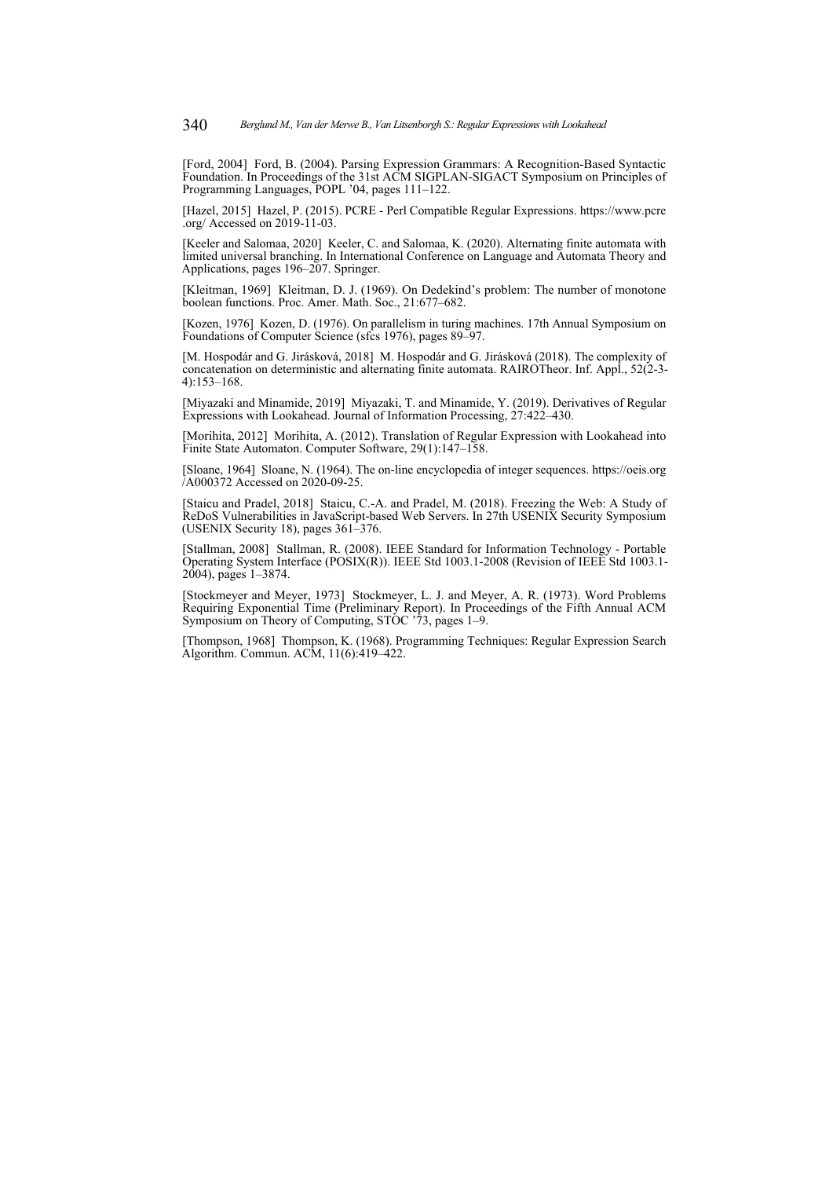[Ford, 2004] Ford, B. (2004). Parsing Expression Grammars: A Recognition-Based Syntactic Foundation. In Proceedings of the 31st ACM SIGPLAN-SIGACT Symposium on Principles of Programming Languages, POPL '04, pages 111–122.

[Hazel, 2015] Hazel, P. (2015). PCRE - Perl Compatible Regular Expressions. https://www.pcre.org/ Accessed on 2019-11-03.

[Keeler and Salomaa, 2020] Keeler, C. and Salomaa, K. (2020). Alternating finite automata with limited universal branching. In International Conference on Language and Automata Theory and Applications, pages 196–207. Springer.

[Kleitman, 1969] Kleitman, D. J. (1969). On Dedekind's problem: The number of monotone boolean functions. Proc. Amer. Math. Soc., 21:677–682.

[Kozen, 1976] Kozen, D. (1976). On parallelism in turing machines. 17th Annual Symposium on Foundations of Computer Science (sfcs 1976), pages 89–97.

[M. Hospodár and G. Jirásková, 2018] M. Hospodár and G. Jirásková (2018). The complexity of concatenation on deterministic and alternating finite automata. RAIROTheor. Inf. Appl., 52(2-3-4):153–168.

[Miyazaki and Minamide, 2019] Miyazaki, T. and Minamide, Y. (2019). Derivatives of Regular Expressions with Lookahead. Journal of Information Processing, 27:422–430.

[Morihita, 2012] Morihita, A. (2012). Translation of Regular Expression with Lookahead into Finite State Automaton. Computer Software, 29(1):147–158.

[Sloane, 1964] Sloane, N. (1964). The on-line encyclopedia of integer sequences. https://oeis.org/A000372 Accessed on 2020-09-25.

[Staicu and Pradel, 2018] Staicu, C.-A. and Pradel, M. (2018). Freezing the Web: A Study of ReDoS Vulnerabilities in JavaScript-based Web Servers. In 27th USENIX Security Symposium (USENIX Security 18), pages 361–376.

[Stallman, 2008] Stallman, R. (2008). IEEE Standard for Information Technology - Portable Operating System Interface (POSIX(R)). IEEE Std 1003.1-2008 (Revision of IEEE Std 1003.1-2004), pages 1–3874.

[Stockmeyer and Meyer, 1973] Stockmeyer, L. J. and Meyer, A. R. (1973). Word Problems Requiring Exponential Time (Preliminary Report). In Proceedings of the Fifth Annual ACM Symposium on Theory of Computing, STOC '73, pages 1–9.

[Thompson, 1968] Thompson, K. (1968). Programming Techniques: Regular Expression Search Algorithm. Commun. ACM, 11(6):419–422.